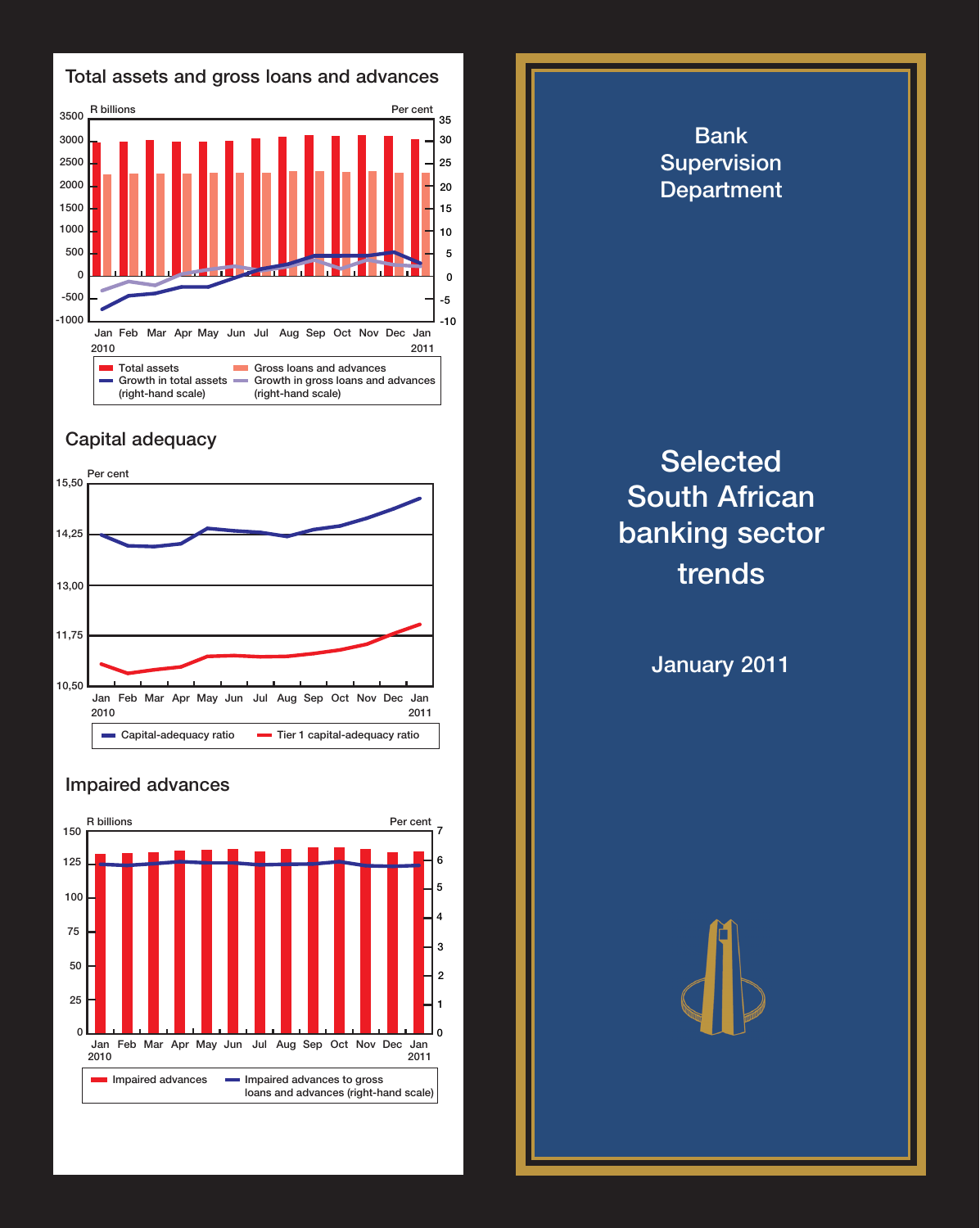## Total assets and gross loans and advances

R billions | Per cent

Jan 2010 – Jan 2011

- Total assets
- Gross loans and advances
- Growth in total assets (right-hand scale)
- Growth in gross loans and advances (right-hand scale)

## Capital adequacy

Per cent

Jan 2010 – Jan 2011

- Capital-adequacy ratio
- Tier 1 capital-adequacy ratio

## Impaired advances

R billions | Per cent

Jan 2010 – Jan 2011

- Impaired advances
- Impaired advances to gross loans and advances (right-hand scale)

Bank Supervision Department

# Selected South African banking sector trends

January 2011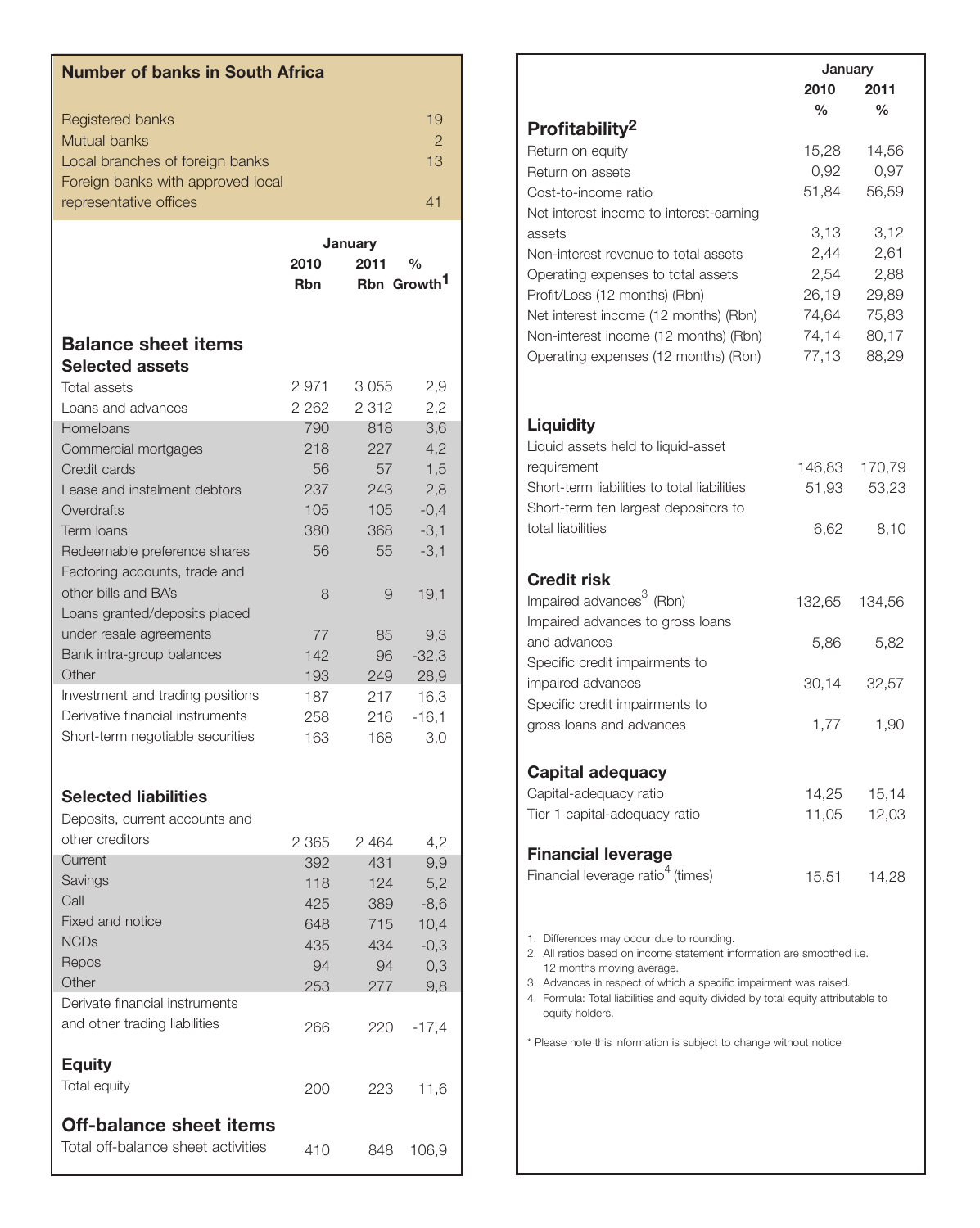## Number of banks in South Africa

| | |
|---|---|
| Registered banks | 19 |
| Mutual banks | 2 |
| Local branches of foreign banks | 13 |
| Foreign banks with approved local representative offices | 41 |

| | January 2010 Rbn | January 2011 Rbn | % Growth[1] |
|---|---|---|---|
| **Balance sheet items** | | | |
| **Selected assets** | | | |
| Total assets | 2 971 | 3 055 | 2,9 |
| Loans and advances | 2 262 | 2 312 | 2,2 |
| Homeloans | 790 | 818 | 3,6 |
| Commercial mortgages | 218 | 227 | 4,2 |
| Credit cards | 56 | 57 | 1,5 |
| Lease and instalment debtors | 237 | 243 | 2,8 |
| Overdrafts | 105 | 105 | -0,4 |
| Term loans | 380 | 368 | -3,1 |
| Redeemable preference shares | 56 | 55 | -3,1 |
| Factoring accounts, trade and other bills and BA's | 8 | 9 | 19,1 |
| Loans granted/deposits placed under resale agreements | 77 | 85 | 9,3 |
| Bank intra-group balances | 142 | 96 | -32,3 |
| Other | 193 | 249 | 28,9 |
| Investment and trading positions | 187 | 217 | 16,3 |
| Derivative financial instruments | 258 | 216 | -16,1 |
| Short-term negotiable securities | 163 | 168 | 3,0 |
| **Selected liabilities** | | | |
| Deposits, current accounts and other creditors | 2 365 | 2 464 | 4,2 |
| Current | 392 | 431 | 9,9 |
| Savings | 118 | 124 | 5,2 |
| Call | 425 | 389 | -8,6 |
| Fixed and notice | 648 | 715 | 10,4 |
| NCDs | 435 | 434 | -0,3 |
| Repos | 94 | 94 | 0,3 |
| Other | 253 | 277 | 9,8 |
| Derivate financial instruments and other trading liabilities | 266 | 220 | -17,4 |
| **Equity** | | | |
| Total equity | 200 | 223 | 11,6 |
| **Off-balance sheet items** | | | |
| Total off-balance sheet activities | 410 | 848 | 106,9 |

| | January 2010 % | January 2011 % |
|---|---|---|
| **Profitability[2]** | | |
| Return on equity | 15,28 | 14,56 |
| Return on assets | 0,92 | 0,97 |
| Cost-to-income ratio | 51,84 | 56,59 |
| Net interest income to interest-earning assets | 3,13 | 3,12 |
| Non-interest revenue to total assets | 2,44 | 2,61 |
| Operating expenses to total assets | 2,54 | 2,88 |
| Profit/Loss (12 months) (Rbn) | 26,19 | 29,89 |
| Net interest income (12 months) (Rbn) | 74,64 | 75,83 |
| Non-interest income (12 months) (Rbn) | 74,14 | 80,17 |
| Operating expenses (12 months) (Rbn) | 77,13 | 88,29 |
| **Liquidity** | | |
| Liquid assets held to liquid-asset requirement | 146,83 | 170,79 |
| Short-term liabilities to total liabilities | 51,93 | 53,23 |
| Short-term ten largest depositors to total liabilities | 6,62 | 8,10 |
| **Credit risk** | | |
| Impaired advances[3] (Rbn) | 132,65 | 134,56 |
| Impaired advances to gross loans and advances | 5,86 | 5,82 |
| Specific credit impairments to impaired advances | 30,14 | 32,57 |
| Specific credit impairments to gross loans and advances | 1,77 | 1,90 |
| **Capital adequacy** | | |
| Capital-adequacy ratio | 14,25 | 15,14 |
| Tier 1 capital-adequacy ratio | 11,05 | 12,03 |
| **Financial leverage** | | |
| Financial leverage ratio[4] (times) | 15,51 | 14,28 |

1. Differences may occur due to rounding.
2. All ratios based on income statement information are smoothed i.e. 12 months moving average.
3. Advances in respect of which a specific impairment was raised.
4. Formula: Total liabilities and equity divided by total equity attributable to equity holders.

* Please note this information is subject to change without notice